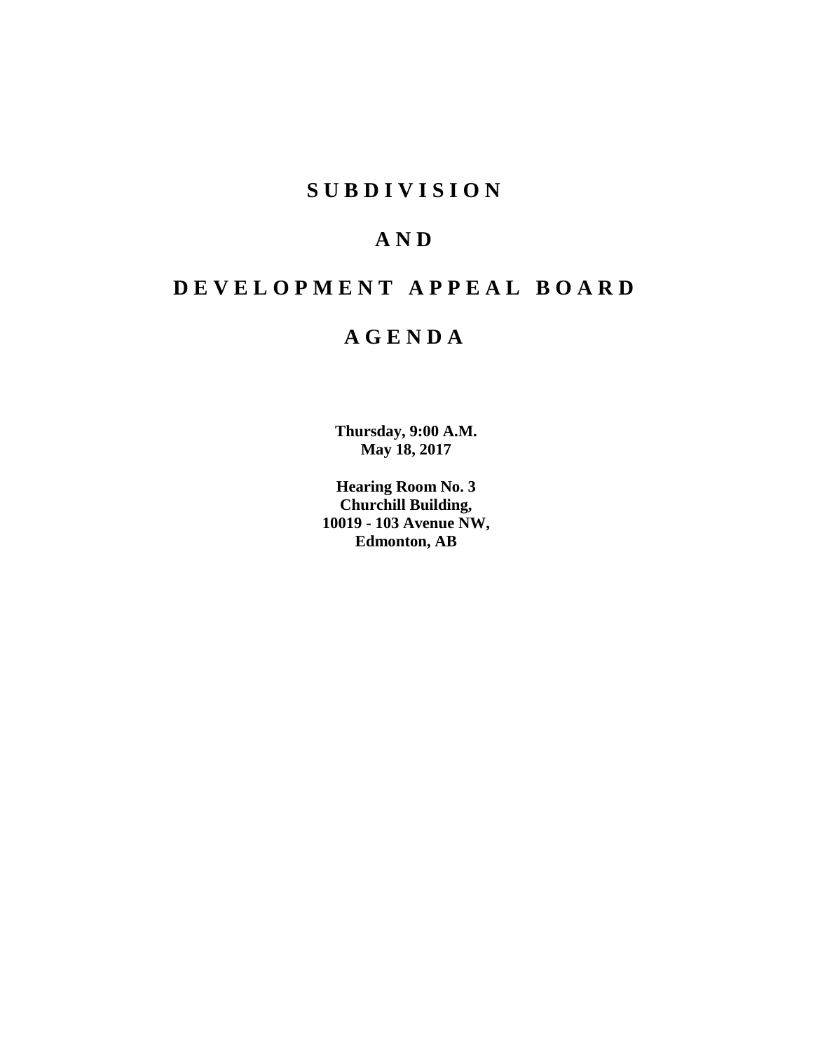# S U B D I V I S I O N

# A N D

# D E V E L O P M E N T   A P P E A L   B O A R D

# A G E N D A

**Thursday, 9:00 A.M.**
**May 18, 2017**

**Hearing Room No. 3**
**Churchill Building,**
**10019 - 103 Avenue NW,**
**Edmonton, AB**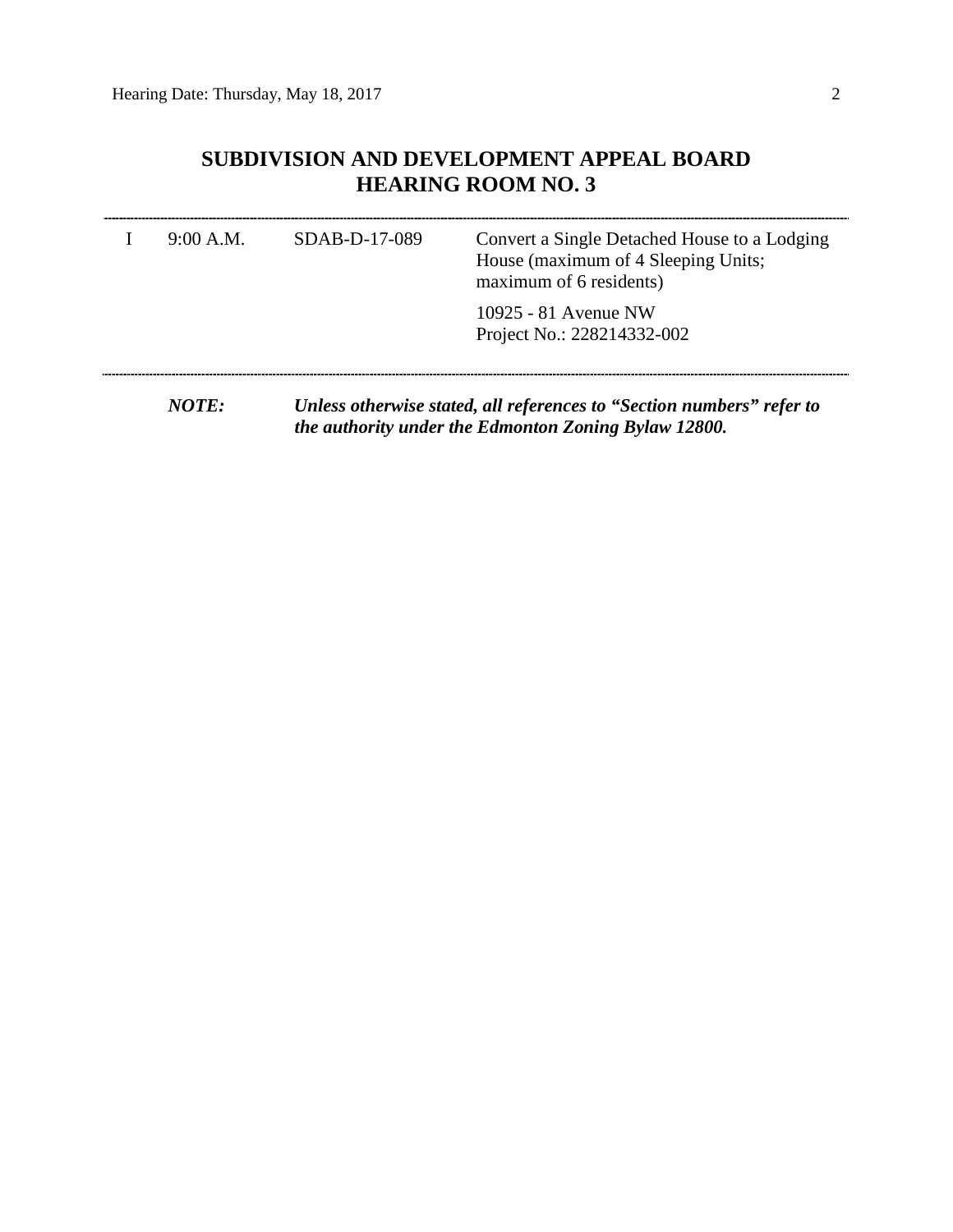# SUBDIVISION AND DEVELOPMENT APPEAL BOARD
## HEARING ROOM NO. 3

---

| | | | |
|---|---|---|---|
| I | 9:00 A.M. | SDAB-D-17-089 | Convert a Single Detached House to a Lodging House (maximum of 4 Sleeping Units; maximum of 6 residents) |
| | | | 10925 - 81 Avenue NW<br>Project No.: 228214332-002 |

---

***NOTE:*** ***Unless otherwise stated, all references to "Section numbers" refer to the authority under the Edmonton Zoning Bylaw 12800.***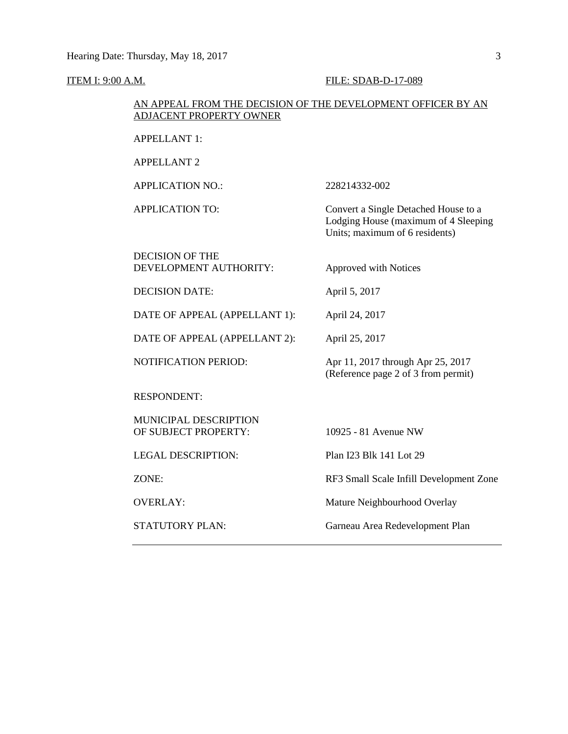<u>ITEM I: 9:00 A.M.</u> <u>FILE: SDAB-D-17-089</u>

<u>AN APPEAL FROM THE DECISION OF THE DEVELOPMENT OFFICER BY AN ADJACENT PROPERTY OWNER</u>

| | |
|---|---|
| APPELLANT 1: | |
| APPELLANT 2 | |
| APPLICATION NO.: | 228214332-002 |
| APPLICATION TO: | Convert a Single Detached House to a Lodging House (maximum of 4 Sleeping Units; maximum of 6 residents) |
| DECISION OF THE DEVELOPMENT AUTHORITY: | Approved with Notices |
| DECISION DATE: | April 5, 2017 |
| DATE OF APPEAL (APPELLANT 1): | April 24, 2017 |
| DATE OF APPEAL (APPELLANT 2): | April 25, 2017 |
| NOTIFICATION PERIOD: | Apr 11, 2017 through Apr 25, 2017 (Reference page 2 of 3 from permit) |
| RESPONDENT: | |
| MUNICIPAL DESCRIPTION OF SUBJECT PROPERTY: | 10925 - 81 Avenue NW |
| LEGAL DESCRIPTION: | Plan I23 Blk 141 Lot 29 |
| ZONE: | RF3 Small Scale Infill Development Zone |
| OVERLAY: | Mature Neighbourhood Overlay |
| STATUTORY PLAN: | Garneau Area Redevelopment Plan |

---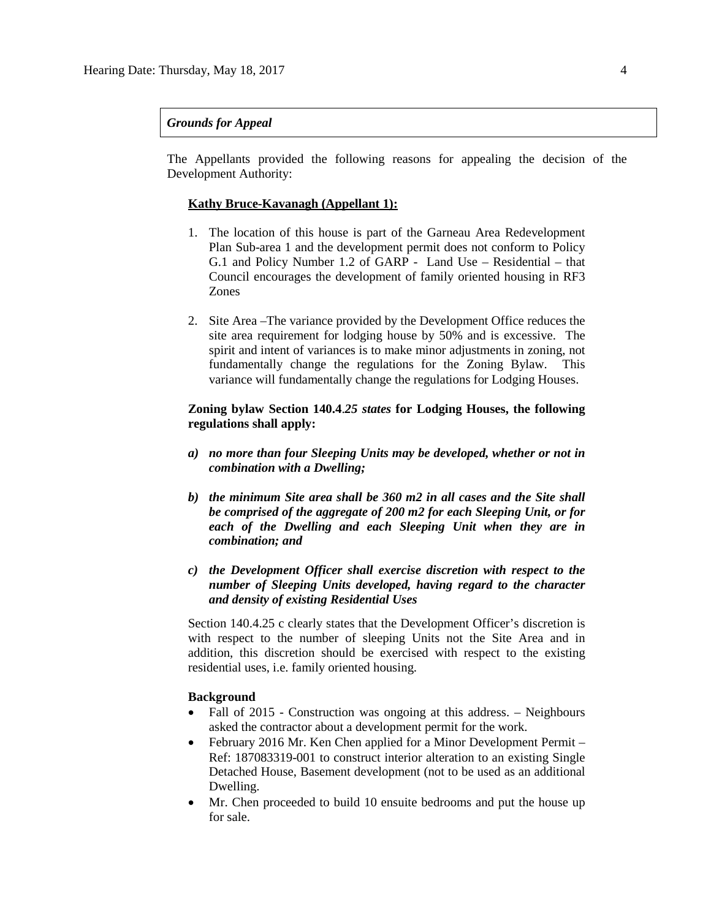### *Grounds for Appeal*

The Appellants provided the following reasons for appealing the decision of the Development Authority:

**Kathy Bruce-Kavanagh (Appellant 1):**

1. The location of this house is part of the Garneau Area Redevelopment Plan Sub-area 1 and the development permit does not conform to Policy G.1 and Policy Number 1.2 of GARP - Land Use – Residential – that Council encourages the development of family oriented housing in RF3 Zones

2. Site Area –The variance provided by the Development Office reduces the site area requirement for lodging house by 50% and is excessive. The spirit and intent of variances is to make minor adjustments in zoning, not fundamentally change the regulations for the Zoning Bylaw. This variance will fundamentally change the regulations for Lodging Houses.

**Zoning bylaw Section 140.4*.25 states* for Lodging Houses, the following regulations shall apply:**

***a) no more than four Sleeping Units may be developed, whether or not in combination with a Dwelling;***

***b) the minimum Site area shall be 360 m2 in all cases and the Site shall be comprised of the aggregate of 200 m2 for each Sleeping Unit, or for each of the Dwelling and each Sleeping Unit when they are in combination; and***

***c) the Development Officer shall exercise discretion with respect to the number of Sleeping Units developed, having regard to the character and density of existing Residential Uses***

Section 140.4.25 c clearly states that the Development Officer's discretion is with respect to the number of sleeping Units not the Site Area and in addition, this discretion should be exercised with respect to the existing residential uses, i.e. family oriented housing.

**Background**

- Fall of 2015 - Construction was ongoing at this address. – Neighbours asked the contractor about a development permit for the work.
- February 2016 Mr. Ken Chen applied for a Minor Development Permit – Ref: 187083319-001 to construct interior alteration to an existing Single Detached House, Basement development (not to be used as an additional Dwelling.
- Mr. Chen proceeded to build 10 ensuite bedrooms and put the house up for sale.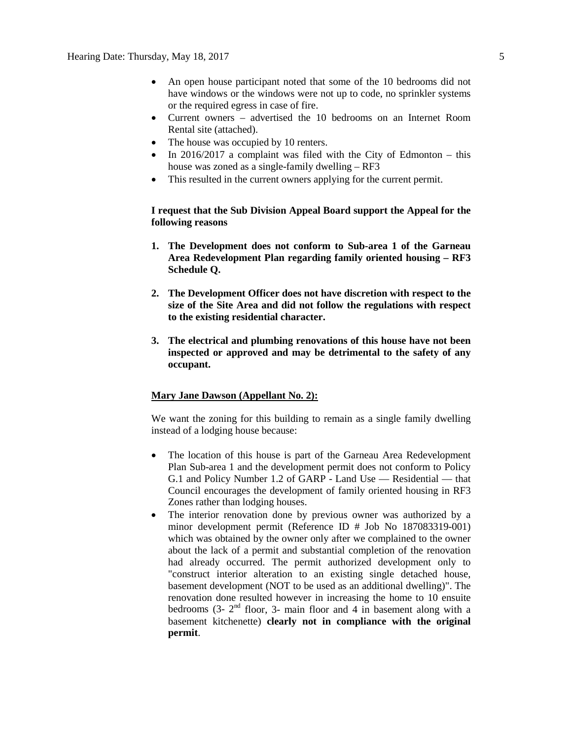- An open house participant noted that some of the 10 bedrooms did not have windows or the windows were not up to code, no sprinkler systems or the required egress in case of fire.
- Current owners – advertised the 10 bedrooms on an Internet Room Rental site (attached).
- The house was occupied by 10 renters.
- In 2016/2017 a complaint was filed with the City of Edmonton – this house was zoned as a single-family dwelling – RF3
- This resulted in the current owners applying for the current permit.

**I request that the Sub Division Appeal Board support the Appeal for the following reasons**

1. **The Development does not conform to Sub-area 1 of the Garneau Area Redevelopment Plan regarding family oriented housing – RF3 Schedule Q.**

2. **The Development Officer does not have discretion with respect to the size of the Site Area and did not follow the regulations with respect to the existing residential character.**

3. **The electrical and plumbing renovations of this house have not been inspected or approved and may be detrimental to the safety of any occupant.**

**Mary Jane Dawson (Appellant No. 2):**

We want the zoning for this building to remain as a single family dwelling instead of a lodging house because:

- The location of this house is part of the Garneau Area Redevelopment Plan Sub-area 1 and the development permit does not conform to Policy G.1 and Policy Number 1.2 of GARP - Land Use — Residential — that Council encourages the development of family oriented housing in RF3 Zones rather than lodging houses.
- The interior renovation done by previous owner was authorized by a minor development permit (Reference ID # Job No 187083319-001) which was obtained by the owner only after we complained to the owner about the lack of a permit and substantial completion of the renovation had already occurred. The permit authorized development only to "construct interior alteration to an existing single detached house, basement development (NOT to be used as an additional dwelling)". The renovation done resulted however in increasing the home to 10 ensuite bedrooms (3- 2nd floor, 3- main floor and 4 in basement along with a basement kitchenette) **clearly not in compliance with the original permit**.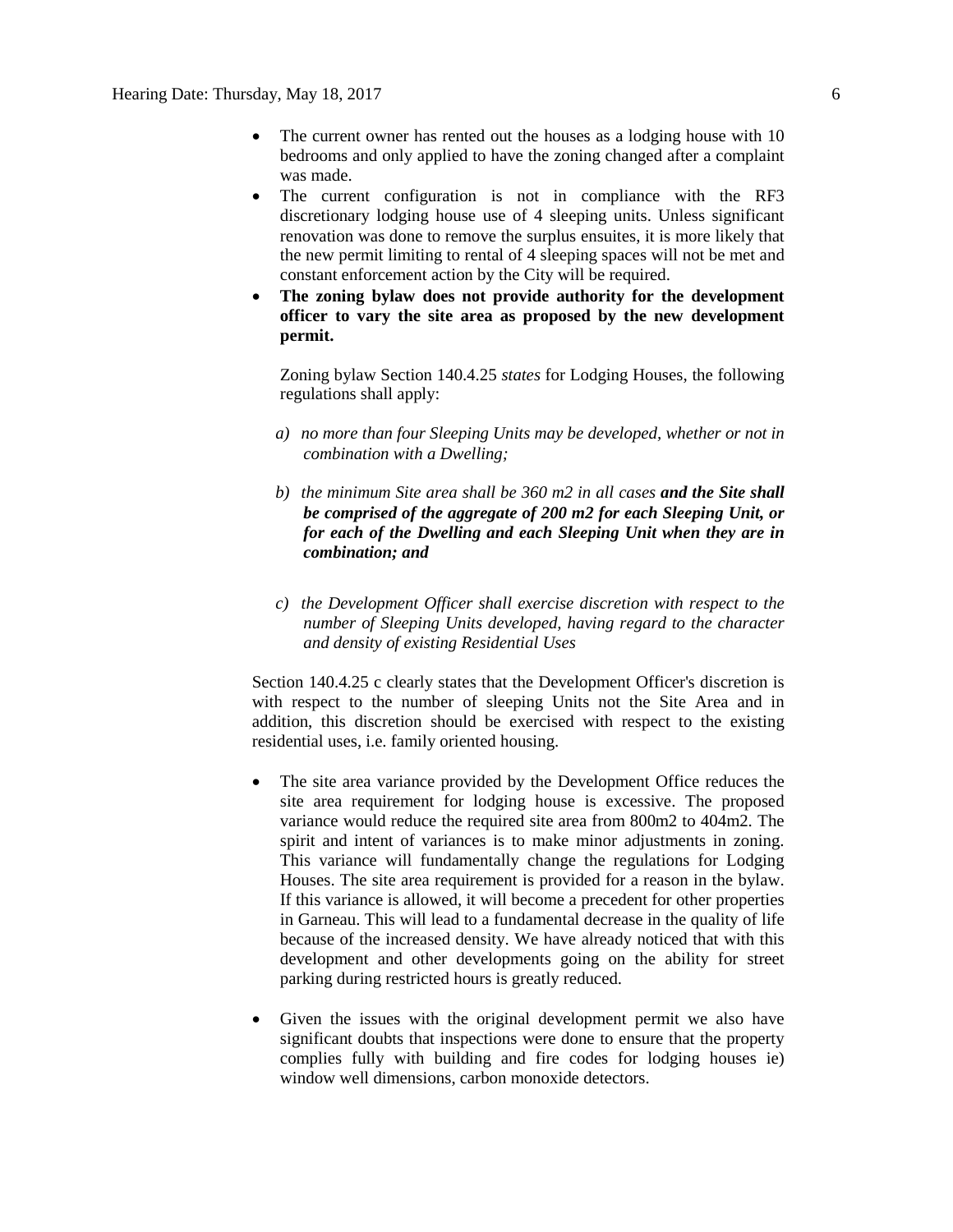- The current owner has rented out the houses as a lodging house with 10 bedrooms and only applied to have the zoning changed after a complaint was made.
- The current configuration is not in compliance with the RF3 discretionary lodging house use of 4 sleeping units. Unless significant renovation was done to remove the surplus ensuites, it is more likely that the new permit limiting to rental of 4 sleeping spaces will not be met and constant enforcement action by the City will be required.
- **The zoning bylaw does not provide authority for the development officer to vary the site area as proposed by the new development permit.**

  Zoning bylaw Section 140.4.25 *states* for Lodging Houses, the following regulations shall apply:

  a) *no more than four Sleeping Units may be developed, whether or not in combination with a Dwelling;*

  b) *the minimum Site area shall be 360 m2 in all cases* ***and the Site shall be comprised of the aggregate of 200 m2 for each Sleeping Unit, or for each of the Dwelling and each Sleeping Unit when they are in combination; and***

  c) *the Development Officer shall exercise discretion with respect to the number of Sleeping Units developed, having regard to the character and density of existing Residential Uses*

Section 140.4.25 c clearly states that the Development Officer's discretion is with respect to the number of sleeping Units not the Site Area and in addition, this discretion should be exercised with respect to the existing residential uses, i.e. family oriented housing.

- The site area variance provided by the Development Office reduces the site area requirement for lodging house is excessive. The proposed variance would reduce the required site area from 800m2 to 404m2. The spirit and intent of variances is to make minor adjustments in zoning. This variance will fundamentally change the regulations for Lodging Houses. The site area requirement is provided for a reason in the bylaw. If this variance is allowed, it will become a precedent for other properties in Garneau. This will lead to a fundamental decrease in the quality of life because of the increased density. We have already noticed that with this development and other developments going on the ability for street parking during restricted hours is greatly reduced.
- Given the issues with the original development permit we also have significant doubts that inspections were done to ensure that the property complies fully with building and fire codes for lodging houses ie) window well dimensions, carbon monoxide detectors.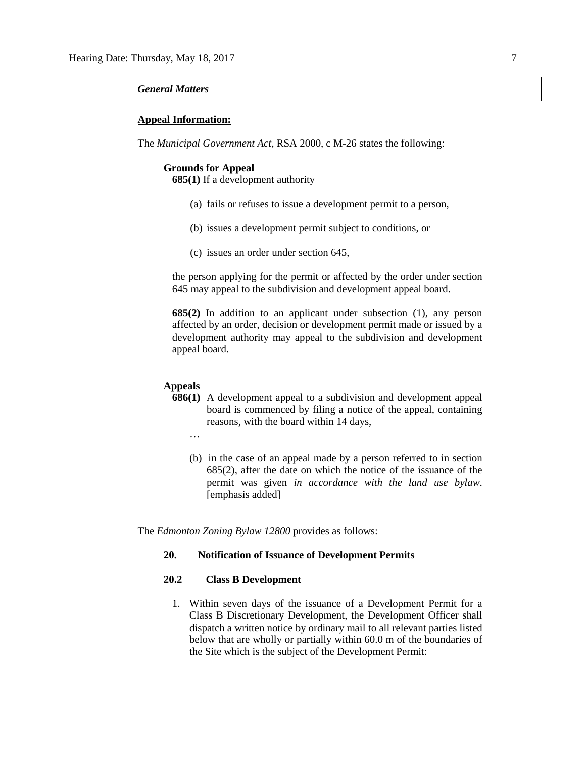***General Matters***

**<u>Appeal Information:</u>**

The *Municipal Government Act*, RSA 2000, c M-26 states the following:

**Grounds for Appeal**

**685(1)** If a development authority

(a) fails or refuses to issue a development permit to a person,

(b) issues a development permit subject to conditions, or

(c) issues an order under section 645,

the person applying for the permit or affected by the order under section 645 may appeal to the subdivision and development appeal board.

**685(2)** In addition to an applicant under subsection (1), any person affected by an order, decision or development permit made or issued by a development authority may appeal to the subdivision and development appeal board.

**Appeals**

**686(1)** A development appeal to a subdivision and development appeal board is commenced by filing a notice of the appeal, containing reasons, with the board within 14 days,

…

(b) in the case of an appeal made by a person referred to in section 685(2), after the date on which the notice of the issuance of the permit was given *in accordance with the land use bylaw*. [emphasis added]

The *Edmonton Zoning Bylaw 12800* provides as follows:

**20. Notification of Issuance of Development Permits**

**20.2 Class B Development**

1. Within seven days of the issuance of a Development Permit for a Class B Discretionary Development, the Development Officer shall dispatch a written notice by ordinary mail to all relevant parties listed below that are wholly or partially within 60.0 m of the boundaries of the Site which is the subject of the Development Permit: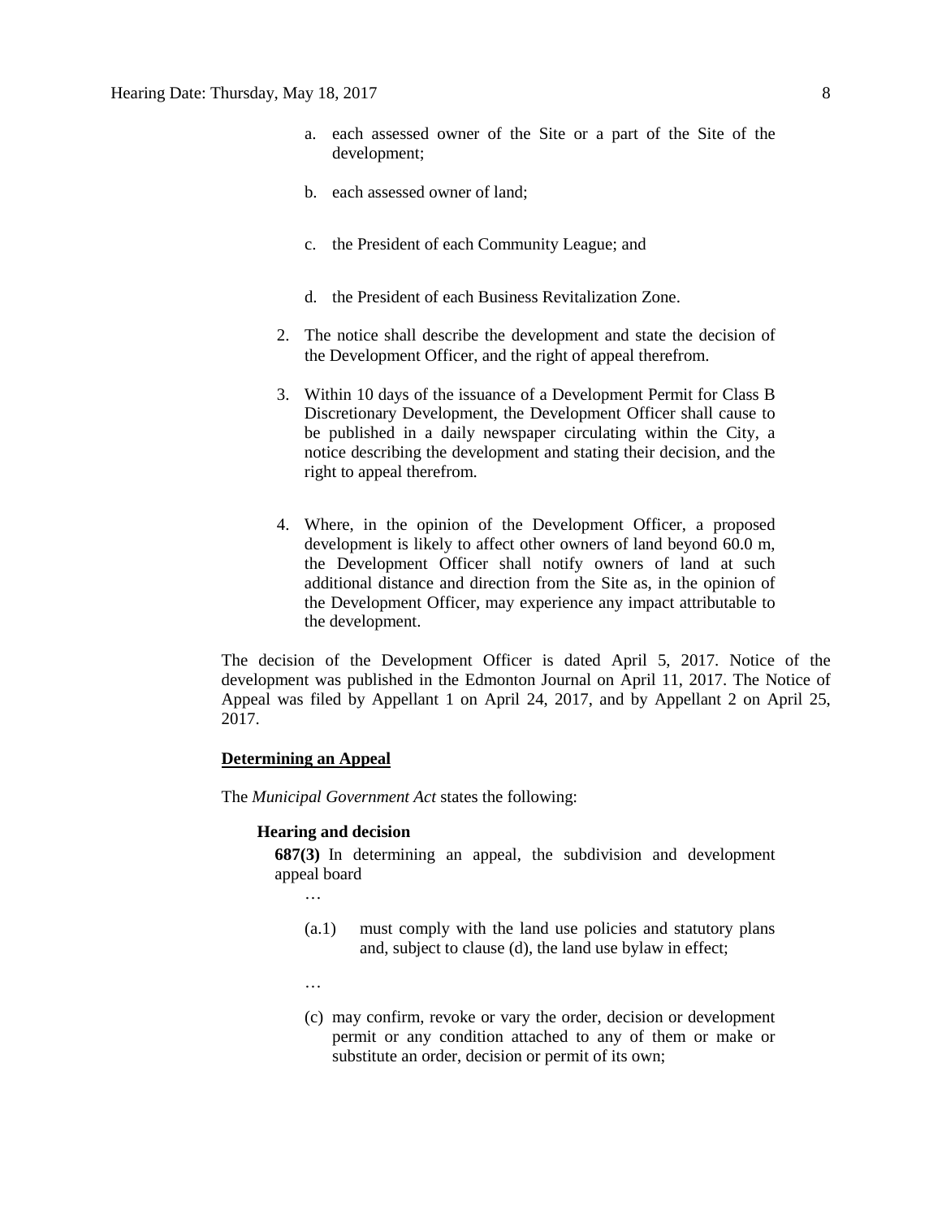a. each assessed owner of the Site or a part of the Site of the development;

b. each assessed owner of land;

c. the President of each Community League; and

d. the President of each Business Revitalization Zone.

2. The notice shall describe the development and state the decision of the Development Officer, and the right of appeal therefrom.

3. Within 10 days of the issuance of a Development Permit for Class B Discretionary Development, the Development Officer shall cause to be published in a daily newspaper circulating within the City, a notice describing the development and stating their decision, and the right to appeal therefrom.

4. Where, in the opinion of the Development Officer, a proposed development is likely to affect other owners of land beyond 60.0 m, the Development Officer shall notify owners of land at such additional distance and direction from the Site as, in the opinion of the Development Officer, may experience any impact attributable to the development.

The decision of the Development Officer is dated April 5, 2017. Notice of the development was published in the Edmonton Journal on April 11, 2017. The Notice of Appeal was filed by Appellant 1 on April 24, 2017, and by Appellant 2 on April 25, 2017.

**Determining an Appeal**

The *Municipal Government Act* states the following:

**Hearing and decision**

**687(3)** In determining an appeal, the subdivision and development appeal board

…

(a.1) must comply with the land use policies and statutory plans and, subject to clause (d), the land use bylaw in effect;

…

(c) may confirm, revoke or vary the order, decision or development permit or any condition attached to any of them or make or substitute an order, decision or permit of its own;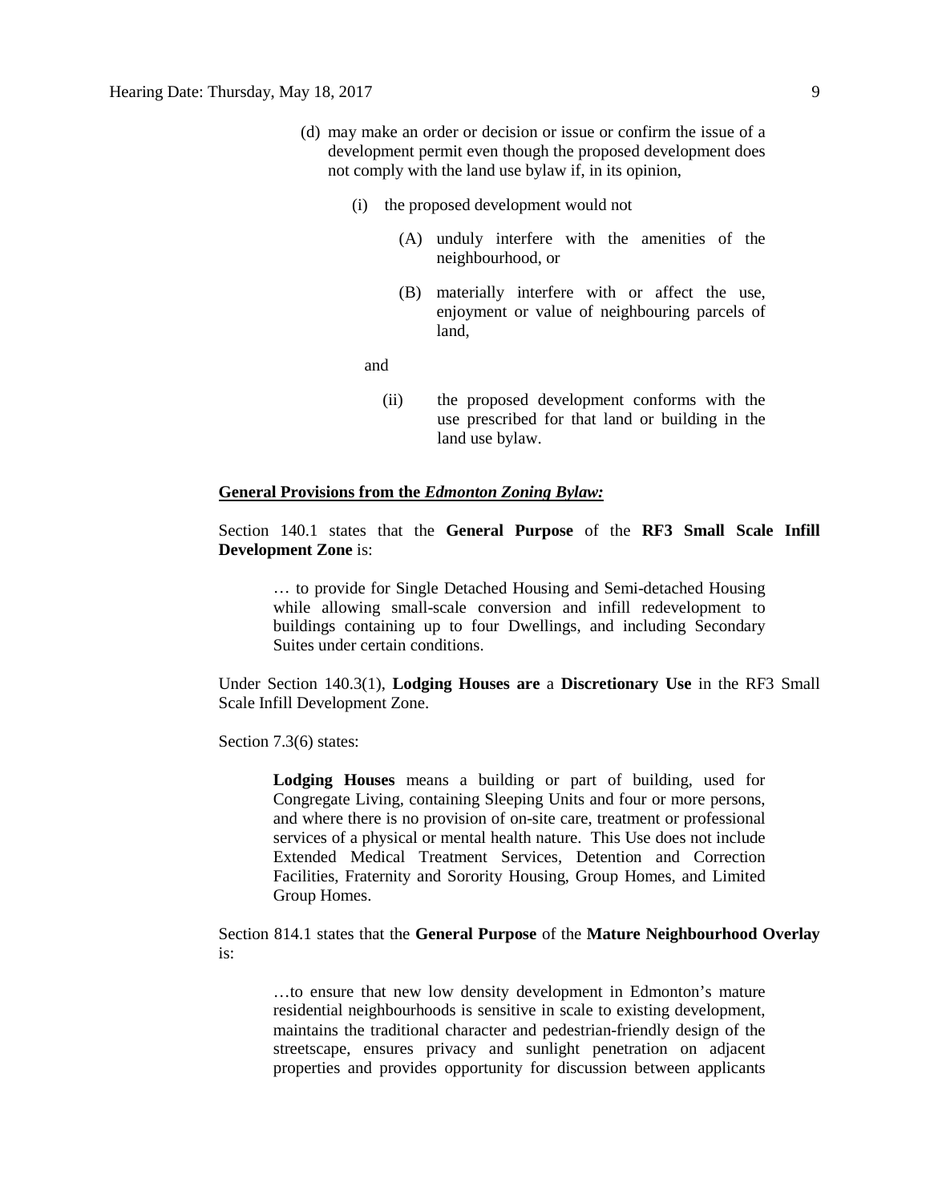(d) may make an order or decision or issue or confirm the issue of a development permit even though the proposed development does not comply with the land use bylaw if, in its opinion,

(i) the proposed development would not

(A) unduly interfere with the amenities of the neighbourhood, or

(B) materially interfere with or affect the use, enjoyment or value of neighbouring parcels of land,

and

(ii) the proposed development conforms with the use prescribed for that land or building in the land use bylaw.

**General Provisions from the *Edmonton Zoning Bylaw:***

Section 140.1 states that the **General Purpose** of the **RF3 Small Scale Infill Development Zone** is:

> … to provide for Single Detached Housing and Semi-detached Housing while allowing small-scale conversion and infill redevelopment to buildings containing up to four Dwellings, and including Secondary Suites under certain conditions.

Under Section 140.3(1), **Lodging Houses are** a **Discretionary Use** in the RF3 Small Scale Infill Development Zone.

Section 7.3(6) states:

> **Lodging Houses** means a building or part of building, used for Congregate Living, containing Sleeping Units and four or more persons, and where there is no provision of on-site care, treatment or professional services of a physical or mental health nature. This Use does not include Extended Medical Treatment Services, Detention and Correction Facilities, Fraternity and Sorority Housing, Group Homes, and Limited Group Homes.

Section 814.1 states that the **General Purpose** of the **Mature Neighbourhood Overlay** is:

> …to ensure that new low density development in Edmonton's mature residential neighbourhoods is sensitive in scale to existing development, maintains the traditional character and pedestrian-friendly design of the streetscape, ensures privacy and sunlight penetration on adjacent properties and provides opportunity for discussion between applicants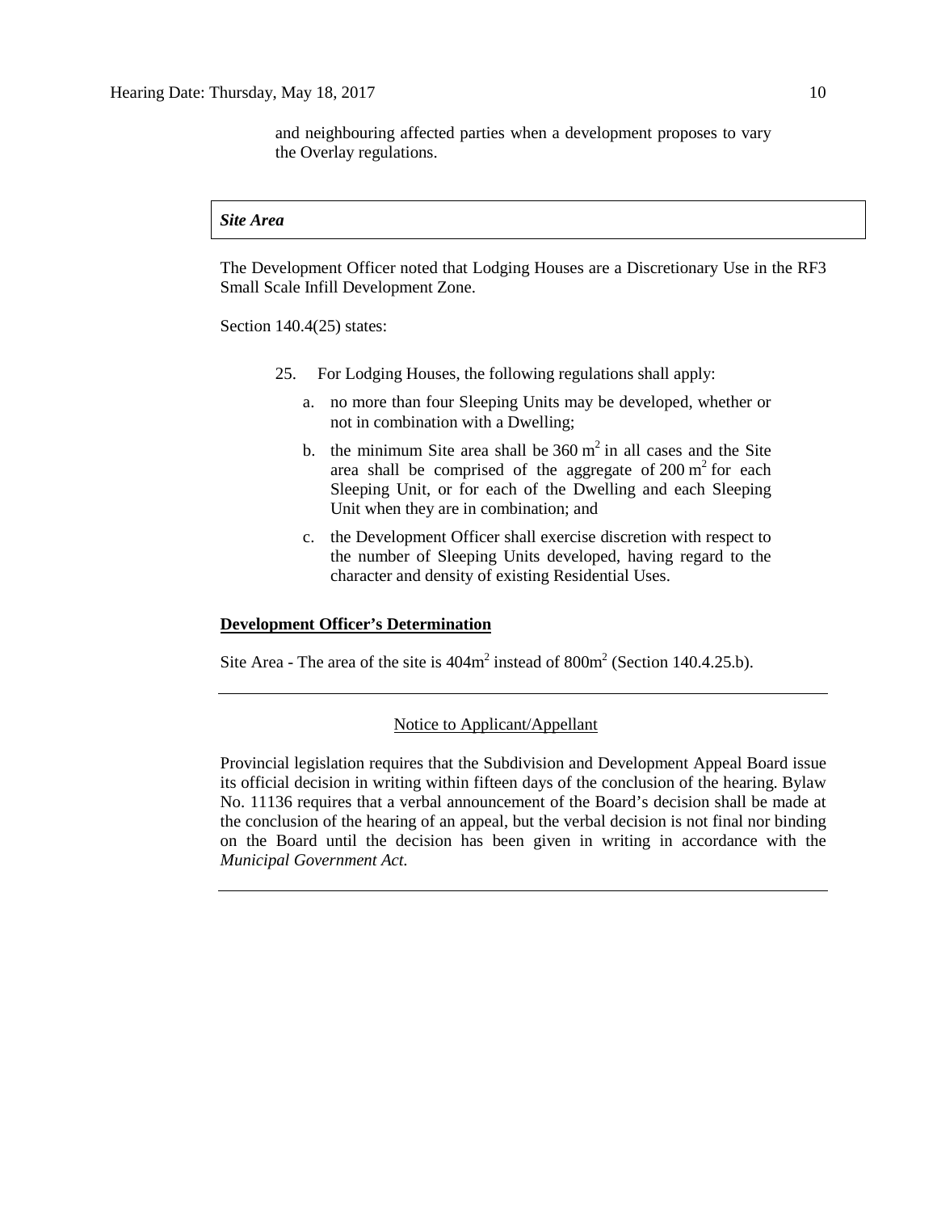and neighbouring affected parties when a development proposes to vary the Overlay regulations.

***Site Area***

The Development Officer noted that Lodging Houses are a Discretionary Use in the RF3 Small Scale Infill Development Zone.

Section 140.4(25) states:

25. For Lodging Houses, the following regulations shall apply:

    a. no more than four Sleeping Units may be developed, whether or not in combination with a Dwelling;

    b. the minimum Site area shall be 360 $m^2$ in all cases and the Site area shall be comprised of the aggregate of 200 $m^2$ for each Sleeping Unit, or for each of the Dwelling and each Sleeping Unit when they are in combination; and

    c. the Development Officer shall exercise discretion with respect to the number of Sleeping Units developed, having regard to the character and density of existing Residential Uses.

**Development Officer's Determination**

Site Area - The area of the site is 404$m^2$ instead of 800$m^2$ (Section 140.4.25.b).

---

Notice to Applicant/Appellant

Provincial legislation requires that the Subdivision and Development Appeal Board issue its official decision in writing within fifteen days of the conclusion of the hearing. Bylaw No. 11136 requires that a verbal announcement of the Board's decision shall be made at the conclusion of the hearing of an appeal, but the verbal decision is not final nor binding on the Board until the decision has been given in writing in accordance with the *Municipal Government Act*.

---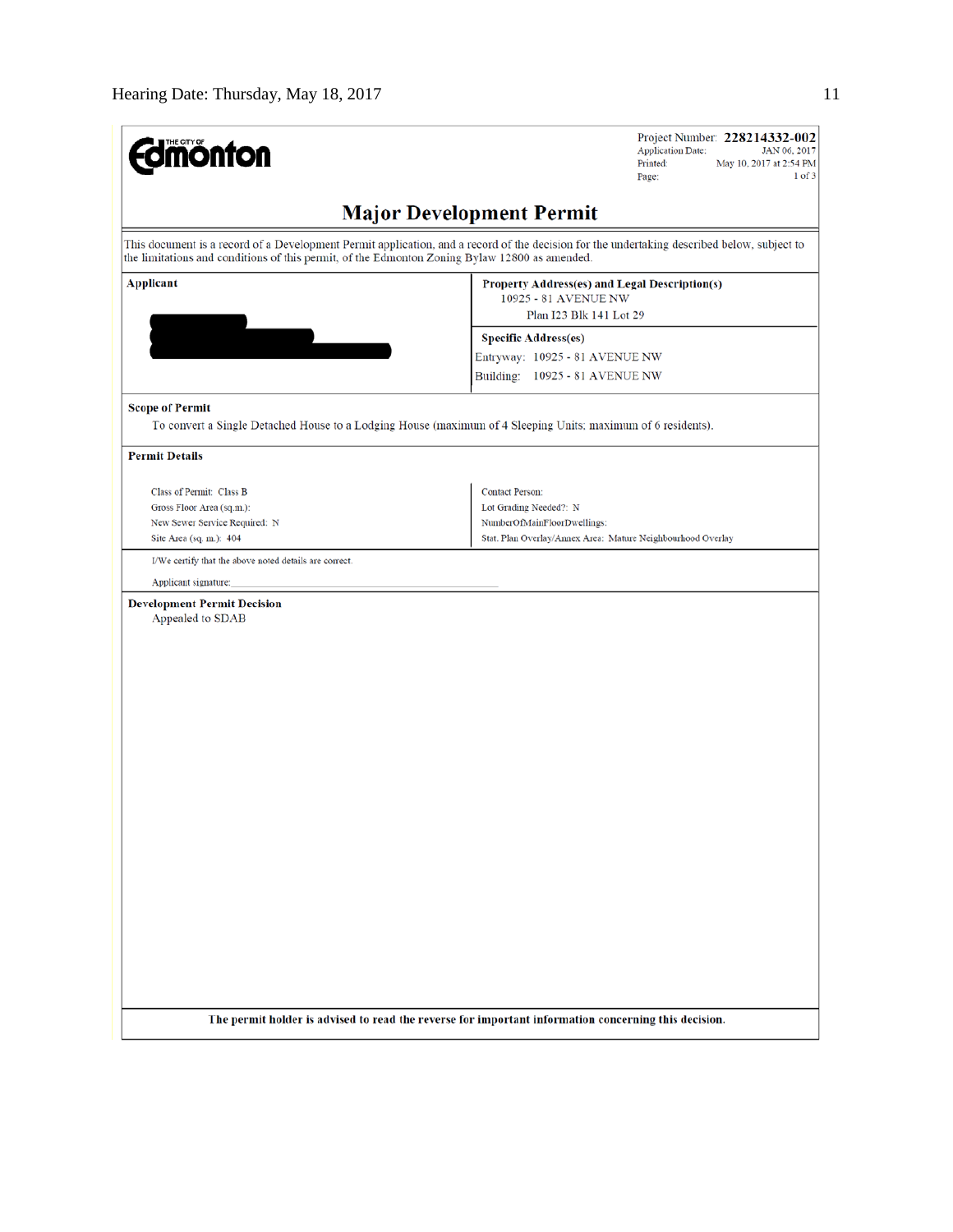**THE CITY OF Edmonton**

Project Number: **228214332-002**
Application Date: JAN 06, 2017
Printed: May 10, 2017 at 2:54 PM
Page: 1 of 3

# Major Development Permit

This document is a record of a Development Permit application, and a record of the decision for the undertaking described below, subject to the limitations and conditions of this permit, of the Edmonton Zoning Bylaw 12800 as amended.

| **Applicant** | **Property Address(es) and Legal Description(s)** |
|---|---|
| | 10925 - 81 AVENUE NW<br>Plan I23 Blk 141 Lot 29 |
| | **Specific Address(es)**<br>Entryway: 10925 - 81 AVENUE NW<br>Building: 10925 - 81 AVENUE NW |

**Scope of Permit**

To convert a Single Detached House to a Lodging House (maximum of 4 Sleeping Units; maximum of 6 residents).

**Permit Details**

| | |
|---|---|
| Class of Permit: Class B | Contact Person: |
| Gross Floor Area (sq.m.): | Lot Grading Needed?: N |
| New Sewer Service Required: N | NumberOfMainFloorDwellings: |
| Site Area (sq. m.): 404 | Stat. Plan Overlay/Annex Area: Mature Neighbourhood Overlay |

I/We certify that the above noted details are correct.

Applicant signature:

**Development Permit Decision**

Appealed to SDAB

**The permit holder is advised to read the reverse for important information concerning this decision.**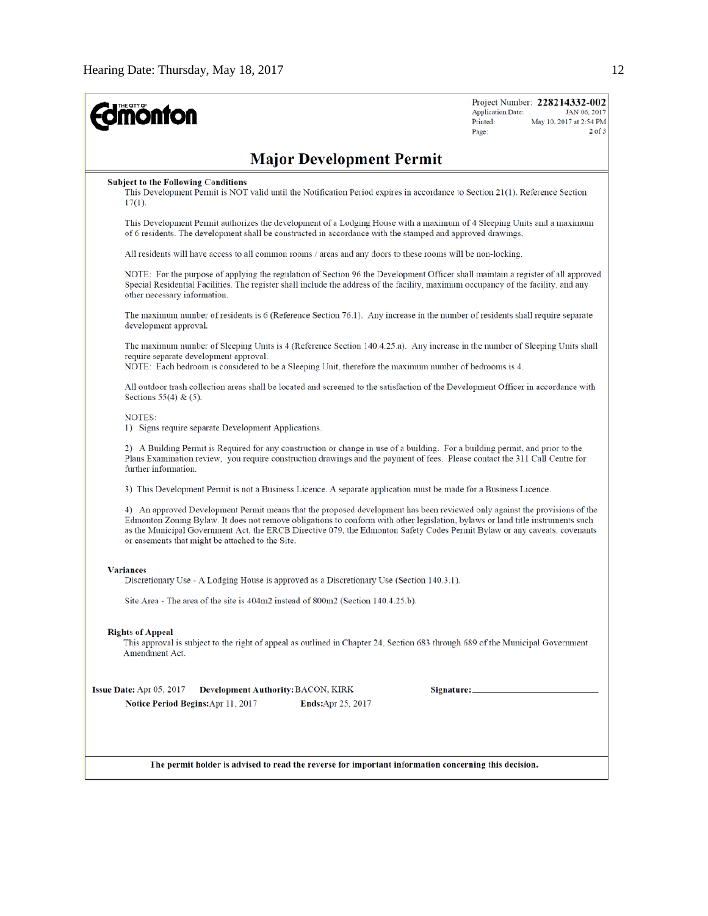**The City of Edmonton**

Project Number: **228214332-002**
Application Date: JAN 06, 2017
Printed: May 10, 2017 at 2:54 PM
Page: 2 of 3

# Major Development Permit

**Subject to the Following Conditions**

This Development Permit is NOT valid until the Notification Period expires in accordance to Section 21(1). Reference Section 17(1).

This Development Permit authorizes the development of a Lodging House with a maximum of 4 Sleeping Units and a maximum of 6 residents. The development shall be constructed in accordance with the stamped and approved drawings.

All residents will have access to all common rooms / areas and any doors to these rooms will be non-locking.

NOTE: For the purpose of applying the regulation of Section 96 the Development Officer shall maintain a register of all approved Special Residential Facilities. The register shall include the address of the facility, maximum occupancy of the facility, and any other necessary information.

The maximum number of residents is 6 (Reference Section 76.1). Any increase in the number of residents shall require separate development approval.

The maximum number of Sleeping Units is 4 (Reference Section 140.4.25.a). Any increase in the number of Sleeping Units shall require separate development approval.
NOTE: Each bedroom is considered to be a Sleeping Unit, therefore the maximum number of bedrooms is 4.

All outdoor trash collection areas shall be located and screened to the satisfaction of the Development Officer in accordance with Sections 55(4) & (5).

NOTES:
1) Signs require separate Development Applications.

2) A Building Permit is Required for any construction or change in use of a building. For a building permit, and prior to the Plans Examination review, you require construction drawings and the payment of fees. Please contact the 311 Call Centre for further information.

3) This Development Permit is not a Business Licence. A separate application must be made for a Business Licence.

4) An approved Development Permit means that the proposed development has been reviewed only against the provisions of the Edmonton Zoning Bylaw. It does not remove obligations to conform with other legislation, bylaws or land title instruments such as the Municipal Government Act, the ERCB Directive 079, the Edmonton Safety Codes Permit Bylaw or any caveats, covenants or easements that might be attached to the Site.

**Variances**

Discretionary Use - A Lodging House is approved as a Discretionary Use (Section 140.3.1).

Site Area - The area of the site is 404m2 instead of 800m2 (Section 140.4.25.b).

**Rights of Appeal**

This approval is subject to the right of appeal as outlined in Chapter 24, Section 683 through 689 of the Municipal Government Amendment Act.

**Issue Date:** Apr 05, 2017 **Development Authority:** BACON, KIRK **Signature:** ____________________

**Notice Period Begins:** Apr 11, 2017 **Ends:** Apr 25, 2017

**The permit holder is advised to read the reverse for important information concerning this decision.**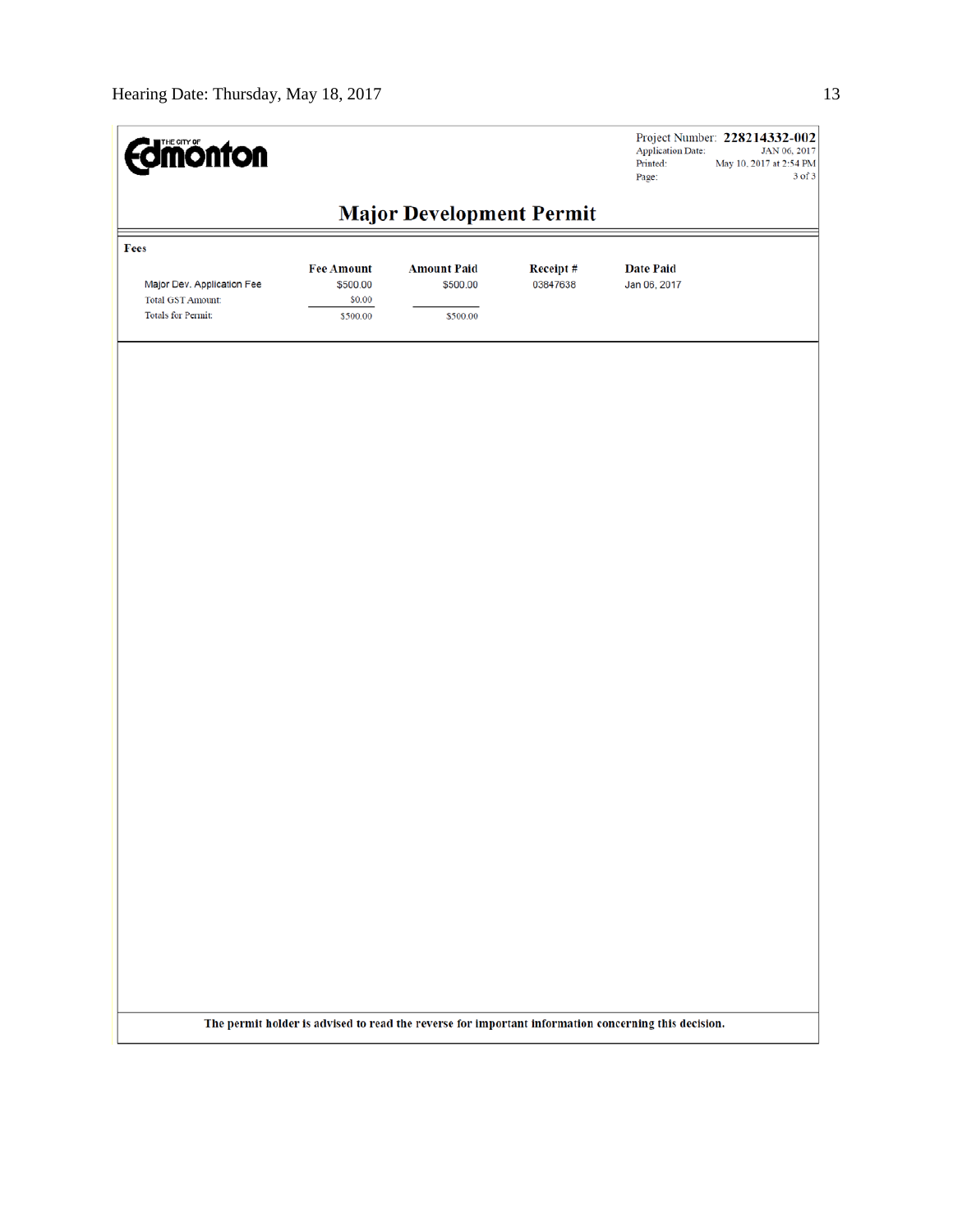THE CITY OF Edmonton

Project Number: **228214332-002**
Application Date: JAN 06, 2017
Printed: May 10, 2017 at 2:54 PM
Page: 3 of 3

# Major Development Permit

**Fees**

| | Fee Amount | Amount Paid | Receipt # | Date Paid |
|---|---|---|---|---|
| Major Dev. Application Fee | $500.00 | $500.00 | 03847638 | Jan 06, 2017 |
| Total GST Amount: | $0.00 | | | |
| Totals for Permit: | $500.00 | $500.00 | | |

**The permit holder is advised to read the reverse for important information concerning this decision.**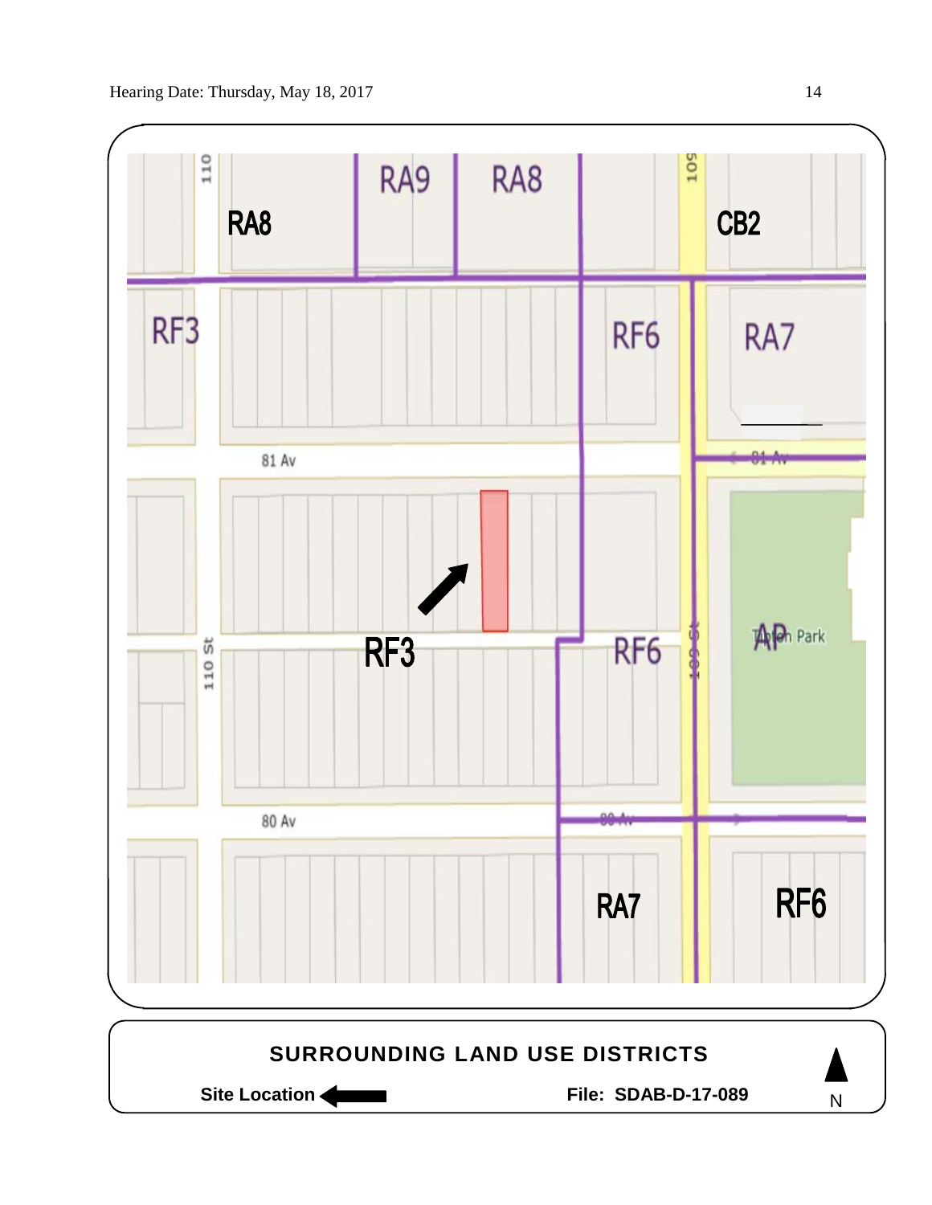RA8

RA9

RA8

CB2

RF3

RF6

RA7

81 Av

81 Av

RF3

RF6

110 St

109 St

AP

Tipton Park

80 Av

80 Av

RA7

RF6

110

109

**SURROUNDING LAND USE DISTRICTS**

**Site Location**

**File: SDAB-D-17-089**

N